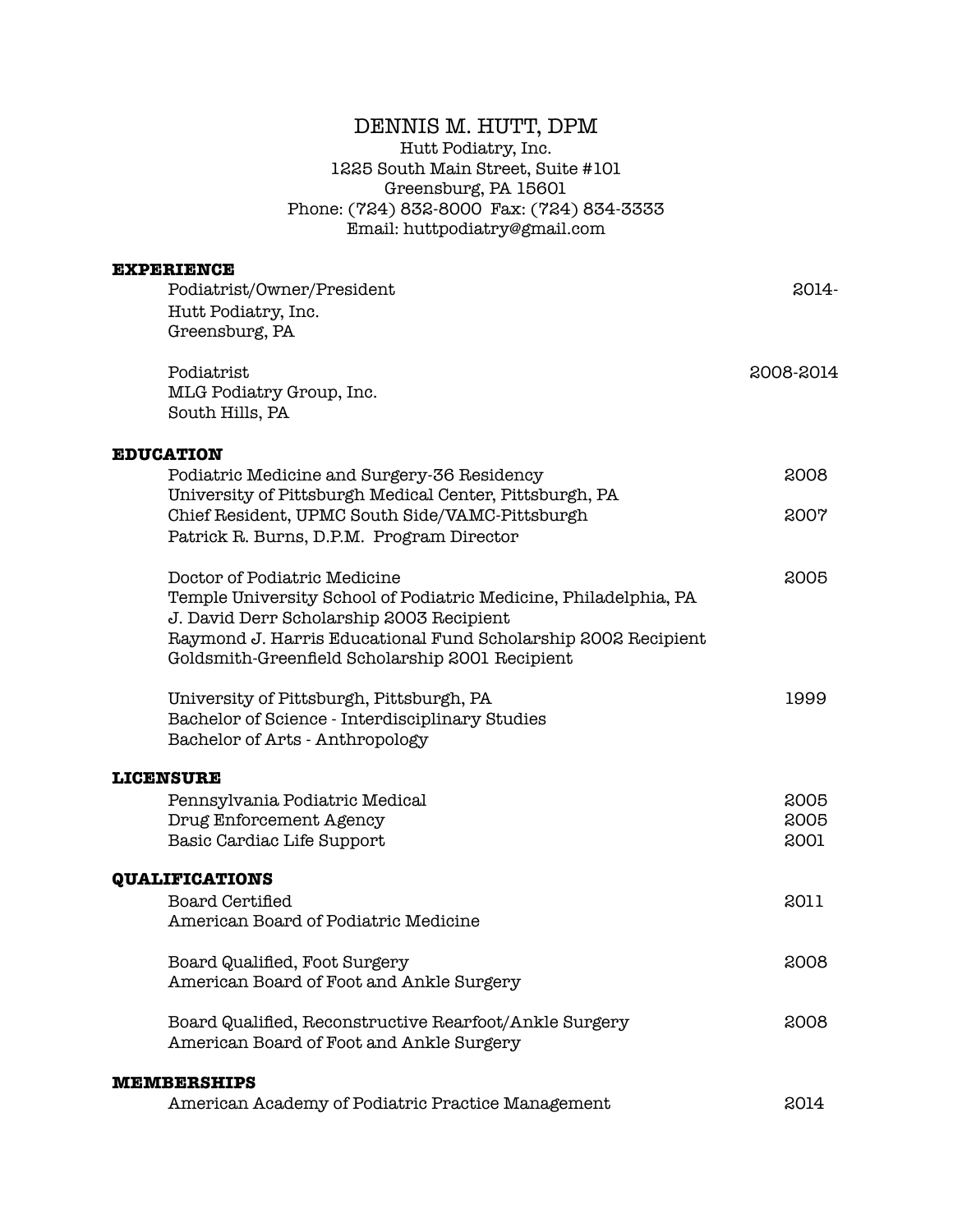# DENNIS M. HUTT, DPM

Hutt Podiatry, Inc.
1225 South Main Street, Suite #101
Greensburg, PA 15601
Phone: (724) 832-8000 Fax: (724) 834-3333
Email: huttpodiatry@gmail.com

## EXPERIENCE

Podiatrist/Owner/President — 2014-
Hutt Podiatry, Inc.
Greensburg, PA

Podiatrist — 2008-2014
MLG Podiatry Group, Inc.
South Hills, PA

## EDUCATION

Podiatric Medicine and Surgery-36 Residency — 2008
University of Pittsburgh Medical Center, Pittsburgh, PA
Chief Resident, UPMC South Side/VAMC-Pittsburgh — 2007
Patrick R. Burns, D.P.M. Program Director

Doctor of Podiatric Medicine — 2005
Temple University School of Podiatric Medicine, Philadelphia, PA
J. David Derr Scholarship 2003 Recipient
Raymond J. Harris Educational Fund Scholarship 2002 Recipient
Goldsmith-Greenfield Scholarship 2001 Recipient

University of Pittsburgh, Pittsburgh, PA — 1999
Bachelor of Science - Interdisciplinary Studies
Bachelor of Arts - Anthropology

## LICENSURE

Pennsylvania Podiatric Medical — 2005
Drug Enforcement Agency — 2005
Basic Cardiac Life Support — 2001

## QUALIFICATIONS

Board Certified — 2011
American Board of Podiatric Medicine

Board Qualified, Foot Surgery — 2008
American Board of Foot and Ankle Surgery

Board Qualified, Reconstructive Rearfoot/Ankle Surgery — 2008
American Board of Foot and Ankle Surgery

## MEMBERSHIPS

American Academy of Podiatric Practice Management — 2014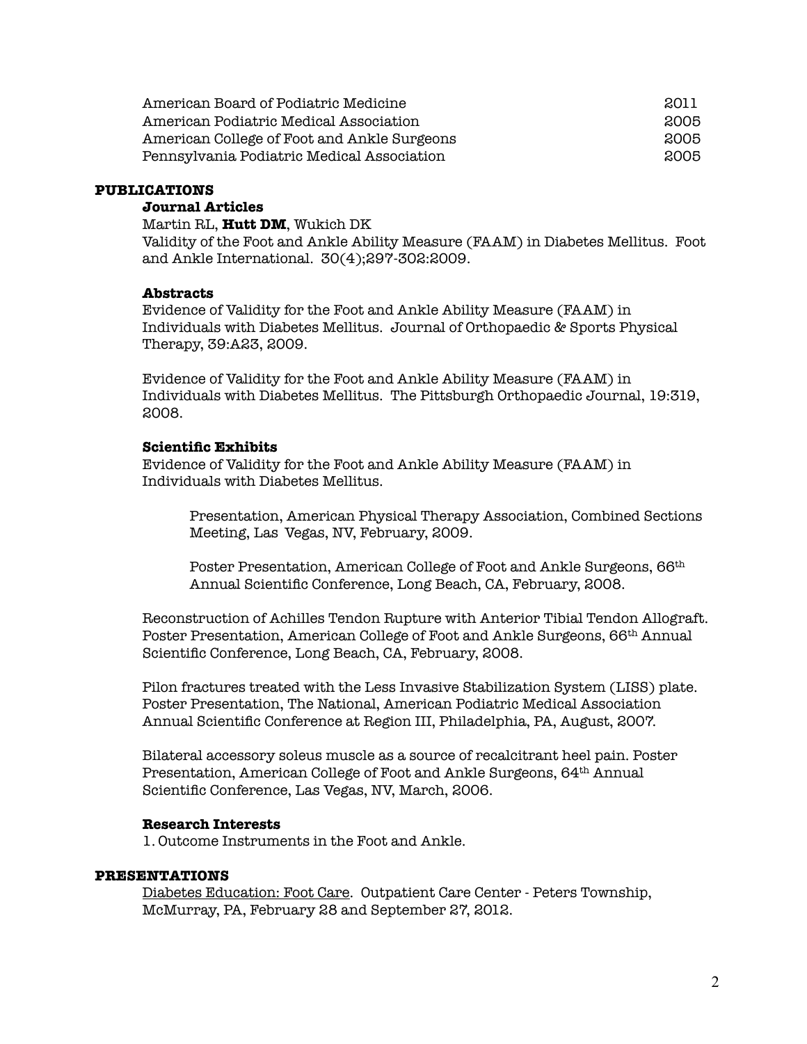| | |
|---|---|
| American Board of Podiatric Medicine | 2011 |
| American Podiatric Medical Association | 2005 |
| American College of Foot and Ankle Surgeons | 2005 |
| Pennsylvania Podiatric Medical Association | 2005 |

## PUBLICATIONS

### Journal Articles

Martin RL, **Hutt DM**, Wukich DK
Validity of the Foot and Ankle Ability Measure (FAAM) in Diabetes Mellitus. Foot and Ankle International. 30(4);297-302:2009.

### Abstracts

Evidence of Validity for the Foot and Ankle Ability Measure (FAAM) in Individuals with Diabetes Mellitus. Journal of Orthopaedic & Sports Physical Therapy, 39:A23, 2009.

Evidence of Validity for the Foot and Ankle Ability Measure (FAAM) in Individuals with Diabetes Mellitus. The Pittsburgh Orthopaedic Journal, 19:319, 2008.

### Scientific Exhibits

Evidence of Validity for the Foot and Ankle Ability Measure (FAAM) in Individuals with Diabetes Mellitus.

> Presentation, American Physical Therapy Association, Combined Sections Meeting, Las Vegas, NV, February, 2009.
>
> Poster Presentation, American College of Foot and Ankle Surgeons, 66th Annual Scientific Conference, Long Beach, CA, February, 2008.

Reconstruction of Achilles Tendon Rupture with Anterior Tibial Tendon Allograft. Poster Presentation, American College of Foot and Ankle Surgeons, 66th Annual Scientific Conference, Long Beach, CA, February, 2008.

Pilon fractures treated with the Less Invasive Stabilization System (LISS) plate. Poster Presentation, The National, American Podiatric Medical Association Annual Scientific Conference at Region III, Philadelphia, PA, August, 2007.

Bilateral accessory soleus muscle as a source of recalcitrant heel pain. Poster Presentation, American College of Foot and Ankle Surgeons, 64th Annual Scientific Conference, Las Vegas, NV, March, 2006.

### Research Interests

1. Outcome Instruments in the Foot and Ankle.

## PRESENTATIONS

Diabetes Education: Foot Care. Outpatient Care Center - Peters Township, McMurray, PA, February 28 and September 27, 2012.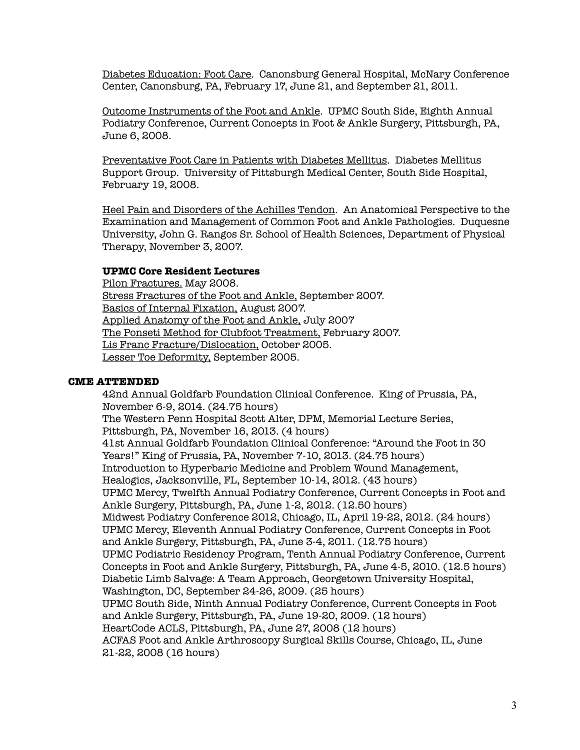<u>Diabetes Education: Foot Care</u>. Canonsburg General Hospital, McNary Conference Center, Canonsburg, PA, February 17, June 21, and September 21, 2011.

<u>Outcome Instruments of the Foot and Ankle</u>. UPMC South Side, Eighth Annual Podiatry Conference, Current Concepts in Foot & Ankle Surgery, Pittsburgh, PA, June 6, 2008.

<u>Preventative Foot Care in Patients with Diabetes Mellitus</u>. Diabetes Mellitus Support Group. University of Pittsburgh Medical Center, South Side Hospital, February 19, 2008.

<u>Heel Pain and Disorders of the Achilles Tendon</u>. An Anatomical Perspective to the Examination and Management of Common Foot and Ankle Pathologies. Duquesne University, John G. Rangos Sr. School of Health Sciences, Department of Physical Therapy, November 3, 2007.

**UPMC Core Resident Lectures**

<u>Pilon Fractures.</u> May 2008.
<u>Stress Fractures of the Foot and Ankle,</u> September 2007.
<u>Basics of Internal Fixation,</u> August 2007.
<u>Applied Anatomy of the Foot and Ankle,</u> July 2007
<u>The Ponseti Method for Clubfoot Treatment,</u> February 2007.
<u>Lis Franc Fracture/Dislocation,</u> October 2005.
<u>Lesser Toe Deformity,</u> September 2005.

## CME ATTENDED

42nd Annual Goldfarb Foundation Clinical Conference. King of Prussia, PA, November 6-9, 2014. (24.75 hours)
The Western Penn Hospital Scott Alter, DPM, Memorial Lecture Series, Pittsburgh, PA, November 16, 2013. (4 hours)
41st Annual Goldfarb Foundation Clinical Conference: "Around the Foot in 30 Years!" King of Prussia, PA, November 7-10, 2013. (24.75 hours)
Introduction to Hyperbaric Medicine and Problem Wound Management, Healogics, Jacksonville, FL, September 10-14, 2012. (43 hours)
UPMC Mercy, Twelfth Annual Podiatry Conference, Current Concepts in Foot and Ankle Surgery, Pittsburgh, PA, June 1-2, 2012. (12.50 hours)
Midwest Podiatry Conference 2012, Chicago, IL, April 19-22, 2012. (24 hours)
UPMC Mercy, Eleventh Annual Podiatry Conference, Current Concepts in Foot and Ankle Surgery, Pittsburgh, PA, June 3-4, 2011. (12.75 hours)
UPMC Podiatric Residency Program, Tenth Annual Podiatry Conference, Current Concepts in Foot and Ankle Surgery, Pittsburgh, PA, June 4-5, 2010. (12.5 hours)
Diabetic Limb Salvage: A Team Approach, Georgetown University Hospital, Washington, DC, September 24-26, 2009. (25 hours)
UPMC South Side, Ninth Annual Podiatry Conference, Current Concepts in Foot and Ankle Surgery, Pittsburgh, PA, June 19-20, 2009. (12 hours)
HeartCode ACLS, Pittsburgh, PA, June 27, 2008 (12 hours)
ACFAS Foot and Ankle Arthroscopy Surgical Skills Course, Chicago, IL, June 21-22, 2008 (16 hours)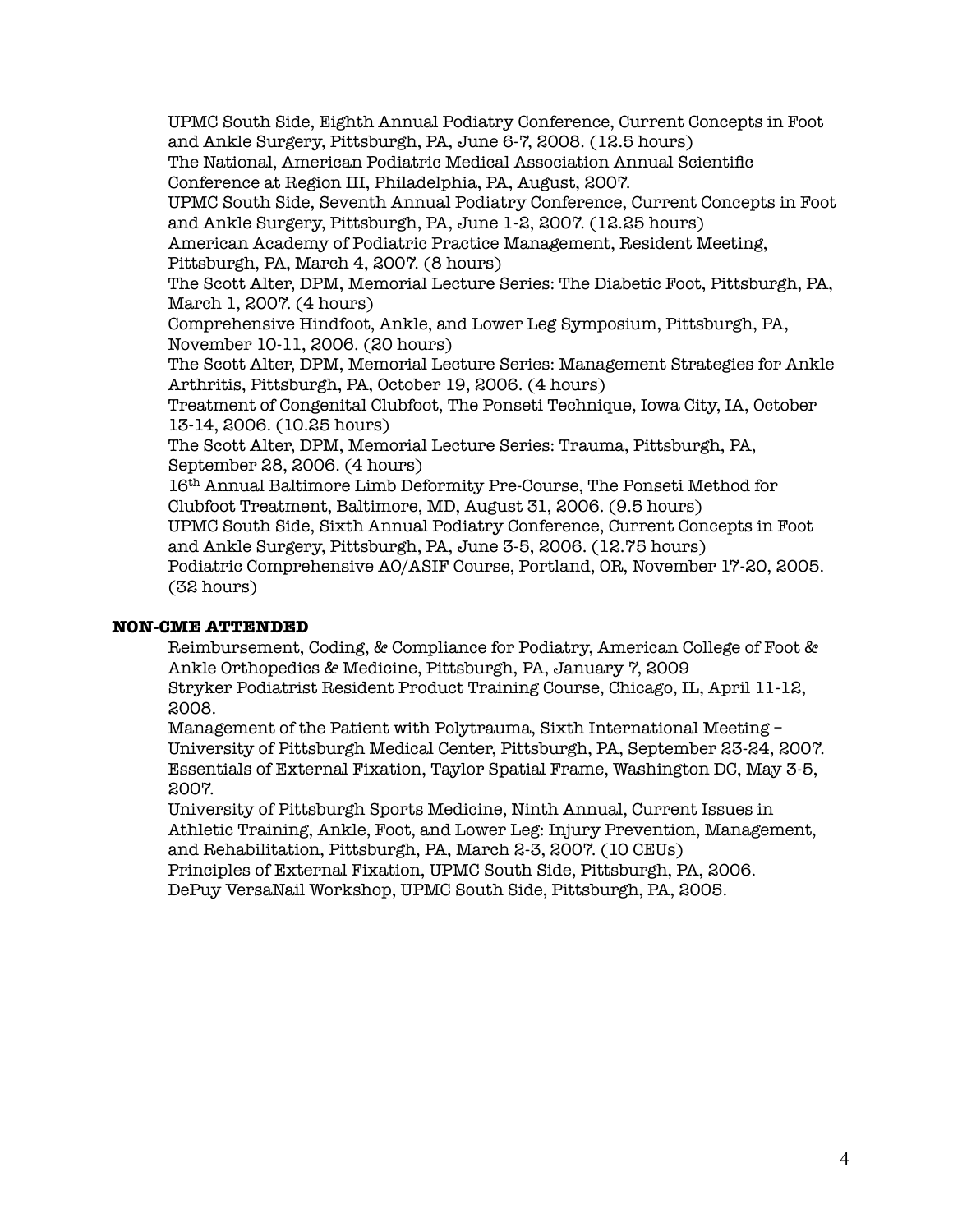UPMC South Side, Eighth Annual Podiatry Conference, Current Concepts in Foot and Ankle Surgery, Pittsburgh, PA, June 6-7, 2008. (12.5 hours)
The National, American Podiatric Medical Association Annual Scientific Conference at Region III, Philadelphia, PA, August, 2007.
UPMC South Side, Seventh Annual Podiatry Conference, Current Concepts in Foot and Ankle Surgery, Pittsburgh, PA, June 1-2, 2007. (12.25 hours)
American Academy of Podiatric Practice Management, Resident Meeting, Pittsburgh, PA, March 4, 2007. (8 hours)
The Scott Alter, DPM, Memorial Lecture Series: The Diabetic Foot, Pittsburgh, PA, March 1, 2007. (4 hours)
Comprehensive Hindfoot, Ankle, and Lower Leg Symposium, Pittsburgh, PA, November 10-11, 2006. (20 hours)
The Scott Alter, DPM, Memorial Lecture Series: Management Strategies for Ankle Arthritis, Pittsburgh, PA, October 19, 2006. (4 hours)
Treatment of Congenital Clubfoot, The Ponseti Technique, Iowa City, IA, October 13-14, 2006. (10.25 hours)
The Scott Alter, DPM, Memorial Lecture Series: Trauma, Pittsburgh, PA, September 28, 2006. (4 hours)
16th Annual Baltimore Limb Deformity Pre-Course, The Ponseti Method for Clubfoot Treatment, Baltimore, MD, August 31, 2006. (9.5 hours)
UPMC South Side, Sixth Annual Podiatry Conference, Current Concepts in Foot and Ankle Surgery, Pittsburgh, PA, June 3-5, 2006. (12.75 hours)
Podiatric Comprehensive AO/ASIF Course, Portland, OR, November 17-20, 2005. (32 hours)

**NON-CME ATTENDED**

Reimbursement, Coding, & Compliance for Podiatry, American College of Foot & Ankle Orthopedics & Medicine, Pittsburgh, PA, January 7, 2009
Stryker Podiatrist Resident Product Training Course, Chicago, IL, April 11-12, 2008.
Management of the Patient with Polytrauma, Sixth International Meeting – University of Pittsburgh Medical Center, Pittsburgh, PA, September 23-24, 2007.
Essentials of External Fixation, Taylor Spatial Frame, Washington DC, May 3-5, 2007.
University of Pittsburgh Sports Medicine, Ninth Annual, Current Issues in Athletic Training, Ankle, Foot, and Lower Leg: Injury Prevention, Management, and Rehabilitation, Pittsburgh, PA, March 2-3, 2007. (10 CEUs)
Principles of External Fixation, UPMC South Side, Pittsburgh, PA, 2006.
DePuy VersaNail Workshop, UPMC South Side, Pittsburgh, PA, 2005.